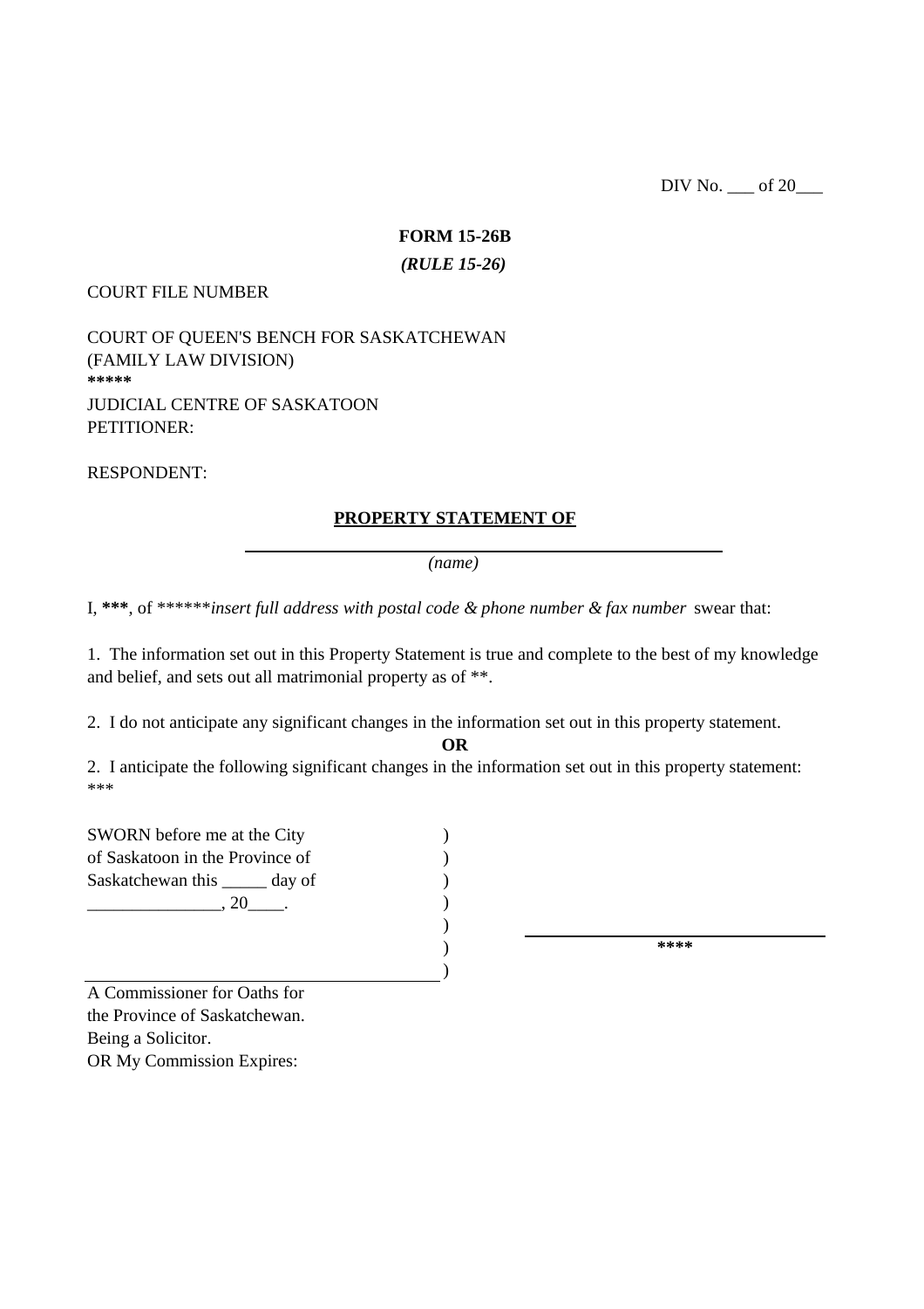DIV No. ___ of 20___

**FORM 15-26B**

***(RULE 15-26)***

COURT FILE NUMBER

COURT OF QUEEN'S BENCH FOR SASKATCHEWAN
(FAMILY LAW DIVISION)
**\*\*\*\*\***
JUDICIAL CENTRE OF SASKATOON
PETITIONER:

RESPONDENT:

**PROPERTY STATEMENT OF**

______________________________________________
*(name)*

I, **\*\*\***, of \*\*\*\*\*\**insert full address with postal code & phone number & fax number* swear that:

1. The information set out in this Property Statement is true and complete to the best of my knowledge and belief, and sets out all matrimonial property as of \*\*.

2. I do not anticipate any significant changes in the information set out in this property statement.

**OR**

2. I anticipate the following significant changes in the information set out in this property statement: \*\*\*

SWORN before me at the City )
of Saskatoon in the Province of )
Saskatchewan this _____ day of )
_______________, 20____. )
)
) ______________________________
) **\*\*\*\***

______________________________
A Commissioner for Oaths for
the Province of Saskatchewan.
Being a Solicitor.
OR My Commission Expires: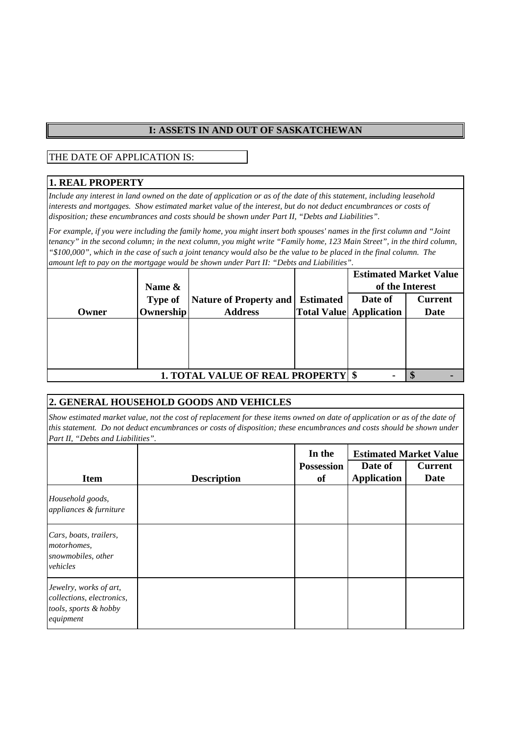## I: ASSETS IN AND OUT OF SASKATCHEWAN

THE DATE OF APPLICATION IS:

### 1. REAL PROPERTY

*Include any interest in land owned on the date of application or as of the date of this statement, including leasehold interests and mortgages. Show estimated market value of the interest, but do not deduct encumbrances or costs of disposition; these encumbrances and costs should be shown under Part II, "Debts and Liabilities".*

*For example, if you were including the family home, you might insert both spouses' names in the first column and "Joint tenancy" in the second column; in the next column, you might write "Family home, 123 Main Street", in the third column, "$100,000", which in the case of such a joint tenancy would also be the value to be placed in the final column. The amount left to pay on the mortgage would be shown under Part II: "Debts and Liabilities".*

| Owner | Name & Type of Ownership | Nature of Property and Address | Estimated Total Value | Estimated Market Value of the Interest | |
|---|---|---|---|---|---|
| | | | | Date of Application | Current Date |
| | | | | | |
| **1. TOTAL VALUE OF REAL PROPERTY** | | | | $ - | $ - |

### 2. GENERAL HOUSEHOLD GOODS AND VEHICLES

*Show estimated market value, not the cost of replacement for these items owned on date of application or as of the date of this statement. Do not deduct encumbrances or costs of disposition; these encumbrances and costs should be shown under Part II, "Debts and Liabilities".*

| Item | Description | In the Possession of | Estimated Market Value | |
|---|---|---|---|---|
| | | | Date of Application | Current Date |
| *Household goods, appliances & furniture* | | | | |
| *Cars, boats, trailers, motorhomes, snowmobiles, other vehicles* | | | | |
| *Jewelry, works of art, collections, electronics, tools, sports & hobby equipment* | | | | |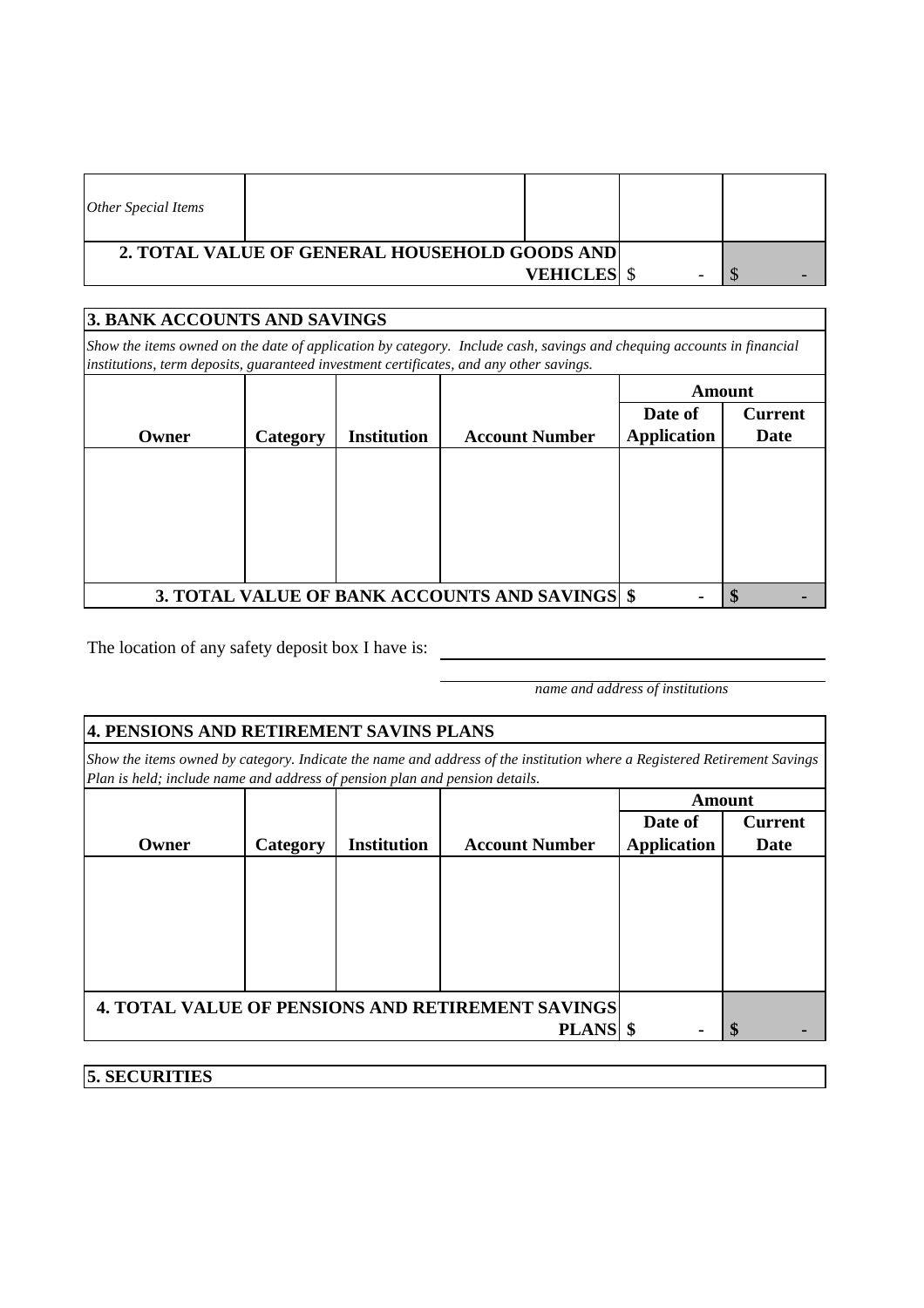| *Other Special Items* | | | | |
|---|---|---|---|---|
| **2. TOTAL VALUE OF GENERAL HOUSEHOLD GOODS AND VEHICLES** | | | $ - | $ - |

| **3. BANK ACCOUNTS AND SAVINGS** | | | | | |
|---|---|---|---|---|---|
| *Show the items owned on the date of application by category. Include cash, savings and chequing accounts in financial institutions, term deposits, guaranteed investment certificates, and any other savings.* | | | | | |
| | | | | **Amount** | |
| **Owner** | **Category** | **Institution** | **Account Number** | **Date of Application** | **Current Date** |
| | | | | | |
| **3. TOTAL VALUE OF BANK ACCOUNTS AND SAVINGS** | | | | **$ -** | **$ -** |

The location of any safety deposit box I have is: ______________________

*name and address of institutions*

| **4. PENSIONS AND RETIREMENT SAVINS PLANS** | | | | | |
|---|---|---|---|---|---|
| *Show the items owned by category. Indicate the name and address of the institution where a Registered Retirement Savings Plan is held; include name and address of pension plan and pension details.* | | | | | |
| | | | | **Amount** | |
| **Owner** | **Category** | **Institution** | **Account Number** | **Date of Application** | **Current Date** |
| | | | | | |
| **4. TOTAL VALUE OF PENSIONS AND RETIREMENT SAVINGS PLANS** | | | | **$ -** | **$ -** |

**5. SECURITIES**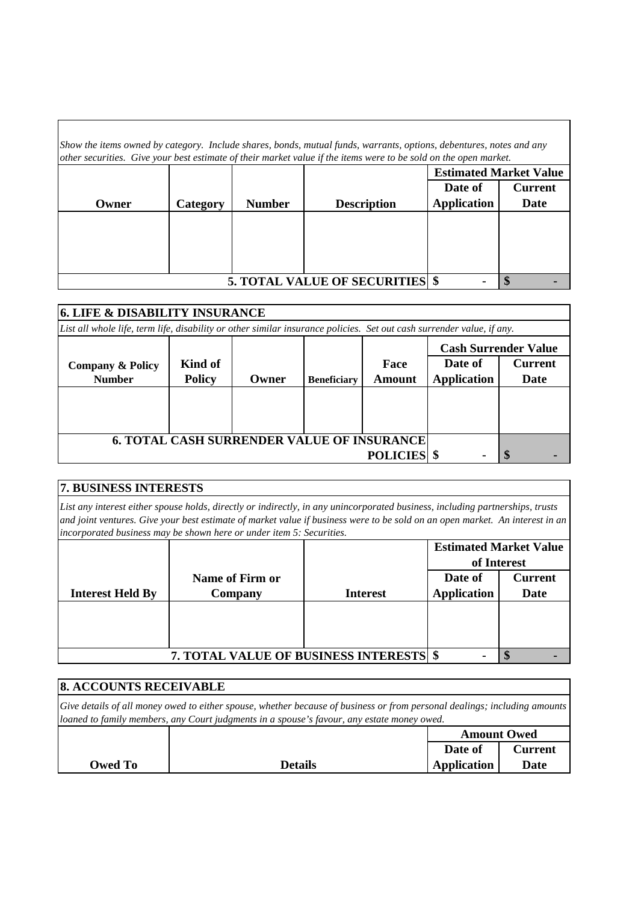*Show the items owned by category. Include shares, bonds, mutual funds, warrants, options, debentures, notes and any other securities. Give your best estimate of their market value if the items were to be sold on the open market.*

| | | | | Estimated Market Value | |
|---|---|---|---|---|---|
| **Owner** | **Category** | **Number** | **Description** | **Date of Application** | **Current Date** |
| | | | | | |
| | | | **5. TOTAL VALUE OF SECURITIES** | $ - | $ - |

## 6. LIFE & DISABILITY INSURANCE

*List all whole life, term life, disability or other similar insurance policies. Set out cash surrender value, if any.*

| | | | | | Cash Surrender Value | |
|---|---|---|---|---|---|---|
| **Company & Policy Number** | **Kind of Policy** | **Owner** | **Beneficiary** | **Face Amount** | **Date of Application** | **Current Date** |
| | | | | | | |
| | | | | **6. TOTAL CASH SURRENDER VALUE OF INSURANCE POLICIES** | $ - | $ - |

## 7. BUSINESS INTERESTS

*List any interest either spouse holds, directly or indirectly, in any unincorporated business, including partnerships, trusts and joint ventures. Give your best estimate of market value if business were to be sold on an open market. An interest in an incorporated business may be shown here or under item 5: Securities.*

| | | | Estimated Market Value of Interest | |
|---|---|---|---|---|
| **Interest Held By** | **Name of Firm or Company** | **Interest** | **Date of Application** | **Current Date** |
| | | | | |
| | | **7. TOTAL VALUE OF BUSINESS INTERESTS** | $ - | $ - |

## 8. ACCOUNTS RECEIVABLE

*Give details of all money owed to either spouse, whether because of business or from personal dealings; including amounts loaned to family members, any Court judgments in a spouse's favour, any estate money owed.*

| | | Amount Owed | |
|---|---|---|---|
| **Owed To** | **Details** | **Date of Application** | **Current Date** |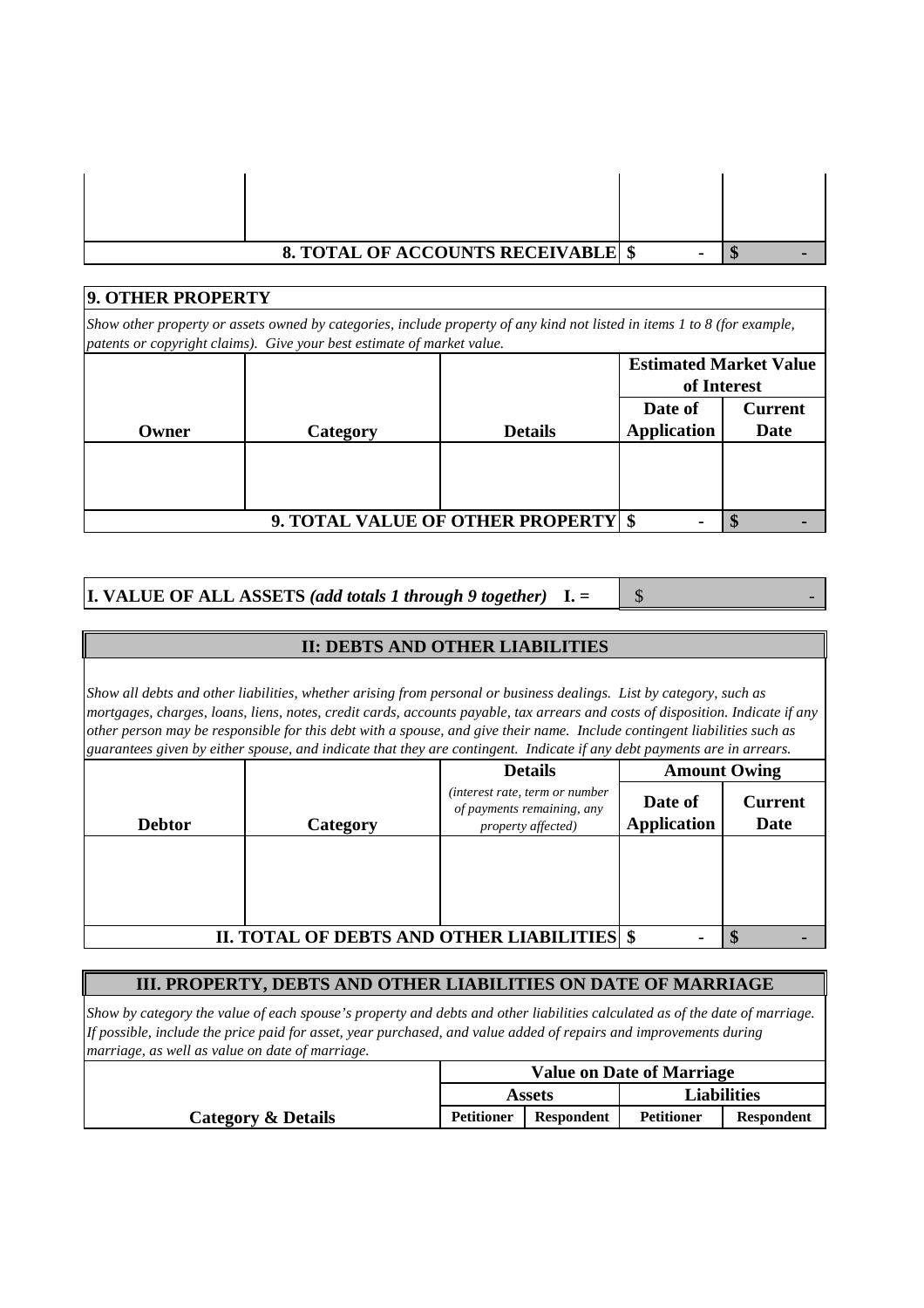| | | | |
|---|---|---|---|
| | | | |
| | **8. TOTAL OF ACCOUNTS RECEIVABLE** | **$ -** | **$ -** |

## 9. OTHER PROPERTY

*Show other property or assets owned by categories, include property of any kind not listed in items 1 to 8 (for example, patents or copyright claims). Give your best estimate of market value.*

| | | | **Estimated Market Value of Interest** | |
|---|---|---|---|---|
| **Owner** | **Category** | **Details** | **Date of Application** | **Current Date** |
| | | | | |
| | | **9. TOTAL VALUE OF OTHER PROPERTY** | **$ -** | **$ -** |

| | |
|---|---|
| **I. VALUE OF ALL ASSETS** ***(add totals 1 through 9 together)*** **I. =** | $ - |

## II: DEBTS AND OTHER LIABILITIES

*Show all debts and other liabilities, whether arising from personal or business dealings. List by category, such as mortgages, charges, loans, liens, notes, credit cards, accounts payable, tax arrears and costs of disposition. Indicate if any other person may be responsible for this debt with a spouse, and give their name. Include contingent liabilities such as guarantees given by either spouse, and indicate that they are contingent. Indicate if any debt payments are in arrears.*

| | | **Details** | **Amount Owing** | |
|---|---|---|---|---|
| **Debtor** | **Category** | *(interest rate, term or number of payments remaining, any property affected)* | **Date of Application** | **Current Date** |
| | | | | |
| | **II. TOTAL OF DEBTS AND OTHER LIABILITIES** | | **$ -** | **$ -** |

## III. PROPERTY, DEBTS AND OTHER LIABILITIES ON DATE OF MARRIAGE

*Show by category the value of each spouse's property and debts and other liabilities calculated as of the date of marriage. If possible, include the price paid for asset, year purchased, and value added of repairs and improvements during marriage, as well as value on date of marriage.*

| | **Value on Date of Marriage** | | | |
|---|---|---|---|---|
| | **Assets** | | **Liabilities** | |
| **Category & Details** | **Petitioner** | **Respondent** | **Petitioner** | **Respondent** |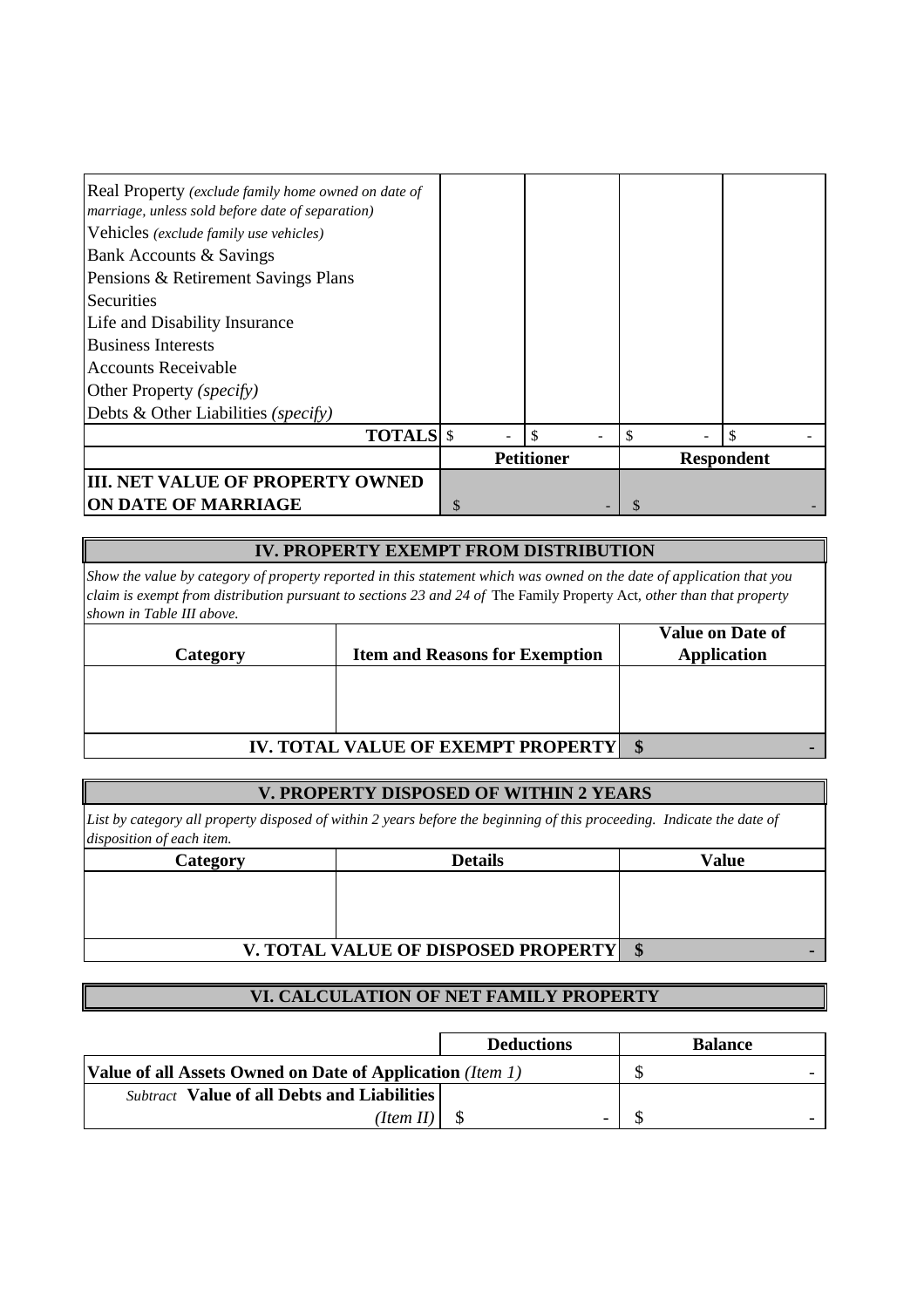| | | | | |
|---|---|---|---|---|
| Real Property *(exclude family home owned on date of marriage, unless sold before date of separation)* | | | | |
| Vehicles *(exclude family use vehicles)* | | | | |
| Bank Accounts & Savings | | | | |
| Pensions & Retirement Savings Plans | | | | |
| Securities | | | | |
| Life and Disability Insurance | | | | |
| Business Interests | | | | |
| Accounts Receivable | | | | |
| Other Property *(specify)* | | | | |
| Debts & Other Liabilities *(specify)* | | | | |
| **TOTALS** | $ - | $ - | $ - | $ - |
| | **Petitioner** | | **Respondent** | |
| **III. NET VALUE OF PROPERTY OWNED ON DATE OF MARRIAGE** | $ - | | $ - | |

## IV. PROPERTY EXEMPT FROM DISTRIBUTION

*Show the value by category of property reported in this statement which was owned on the date of application that you claim is exempt from distribution pursuant to sections 23 and 24 of* The Family Property Act, *other than that property shown in Table III above.*

| Category | Item and Reasons for Exemption | Value on Date of Application |
|---|---|---|
| | | |
| | **IV. TOTAL VALUE OF EXEMPT PROPERTY** | **$ -** |

## V. PROPERTY DISPOSED OF WITHIN 2 YEARS

*List by category all property disposed of within 2 years before the beginning of this proceeding. Indicate the date of disposition of each item.*

| Category | Details | Value |
|---|---|---|
| | | |
| | **V. TOTAL VALUE OF DISPOSED PROPERTY** | **$ -** |

## VI. CALCULATION OF NET FAMILY PROPERTY

| | Deductions | Balance |
|---|---|---|
| **Value of all Assets Owned on Date of Application** *(Item 1)* | | $ - |
| *Subtract* **Value of all Debts and Liabilities** *(Item II)* | $ - | $ - |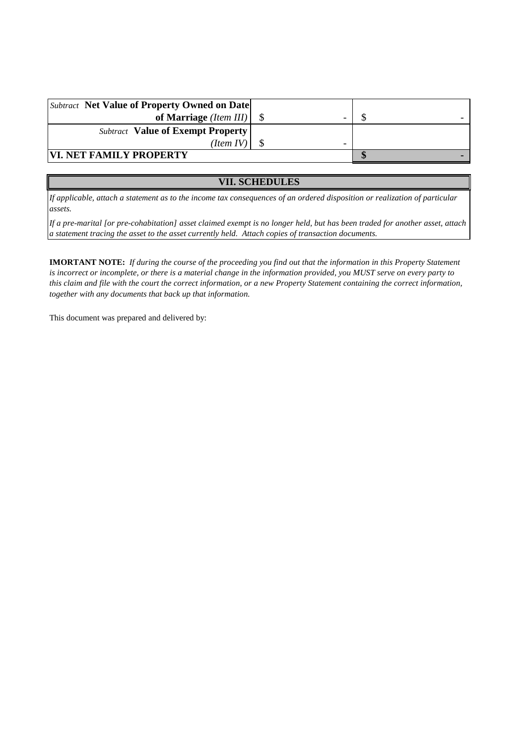| | | |
|---|---|---|
| *Subtract* **Net Value of Property Owned on Date of Marriage** *(Item III)* | $ - | $ - |
| *Subtract* **Value of Exempt Property** *(Item IV)* | $ - | |
| **VI. NET FAMILY PROPERTY** | | **$ -** |

## VII. SCHEDULES

*If applicable, attach a statement as to the income tax consequences of an ordered disposition or realization of particular assets.*

*If a pre-marital [or pre-cohabitation] asset claimed exempt is no longer held, but has been traded for another asset, attach a statement tracing the asset to the asset currently held. Attach copies of transaction documents.*

**IMORTANT NOTE:** *If during the course of the proceeding you find out that the information in this Property Statement is incorrect or incomplete, or there is a material change in the information provided, you MUST serve on every party to this claim and file with the court the correct information, or a new Property Statement containing the correct information, together with any documents that back up that information.*

This document was prepared and delivered by: